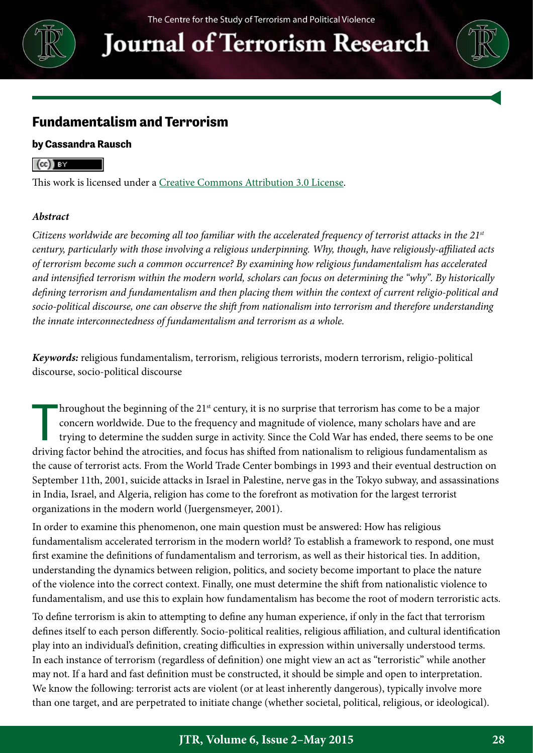# Fundamentalism and Terrorism

**by Cassandra Rausch**

This work is licensed under a Creative Commons Attribution 3.0 License.

***Abstract***

*Citizens worldwide are becoming all too familiar with the accelerated frequency of terrorist attacks in the 21st century, particularly with those involving a religious underpinning. Why, though, have religiously-affiliated acts of terrorism become such a common occurrence? By examining how religious fundamentalism has accelerated and intensified terrorism within the modern world, scholars can focus on determining the "why". By historically defining terrorism and fundamentalism and then placing them within the context of current religio-political and socio-political discourse, one can observe the shift from nationalism into terrorism and therefore understanding the innate interconnectedness of fundamentalism and terrorism as a whole.*

***Keywords:*** religious fundamentalism, terrorism, religious terrorists, modern terrorism, religio-political discourse, socio-political discourse

Throughout the beginning of the 21st century, it is no surprise that terrorism has come to be a major concern worldwide. Due to the frequency and magnitude of violence, many scholars have and are trying to determine the sudden surge in activity. Since the Cold War has ended, there seems to be one driving factor behind the atrocities, and focus has shifted from nationalism to religious fundamentalism as the cause of terrorist acts. From the World Trade Center bombings in 1993 and their eventual destruction on September 11th, 2001, suicide attacks in Israel in Palestine, nerve gas in the Tokyo subway, and assassinations in India, Israel, and Algeria, religion has come to the forefront as motivation for the largest terrorist organizations in the modern world (Juergensmeyer, 2001).

In order to examine this phenomenon, one main question must be answered: How has religious fundamentalism accelerated terrorism in the modern world? To establish a framework to respond, one must first examine the definitions of fundamentalism and terrorism, as well as their historical ties. In addition, understanding the dynamics between religion, politics, and society become important to place the nature of the violence into the correct context. Finally, one must determine the shift from nationalistic violence to fundamentalism, and use this to explain how fundamentalism has become the root of modern terroristic acts.

To define terrorism is akin to attempting to define any human experience, if only in the fact that terrorism defines itself to each person differently. Socio-political realities, religious affiliation, and cultural identification play into an individual's definition, creating difficulties in expression within universally understood terms. In each instance of terrorism (regardless of definition) one might view an act as "terroristic" while another may not. If a hard and fast definition must be constructed, it should be simple and open to interpretation. We know the following: terrorist acts are violent (or at least inherently dangerous), typically involve more than one target, and are perpetrated to initiate change (whether societal, political, religious, or ideological).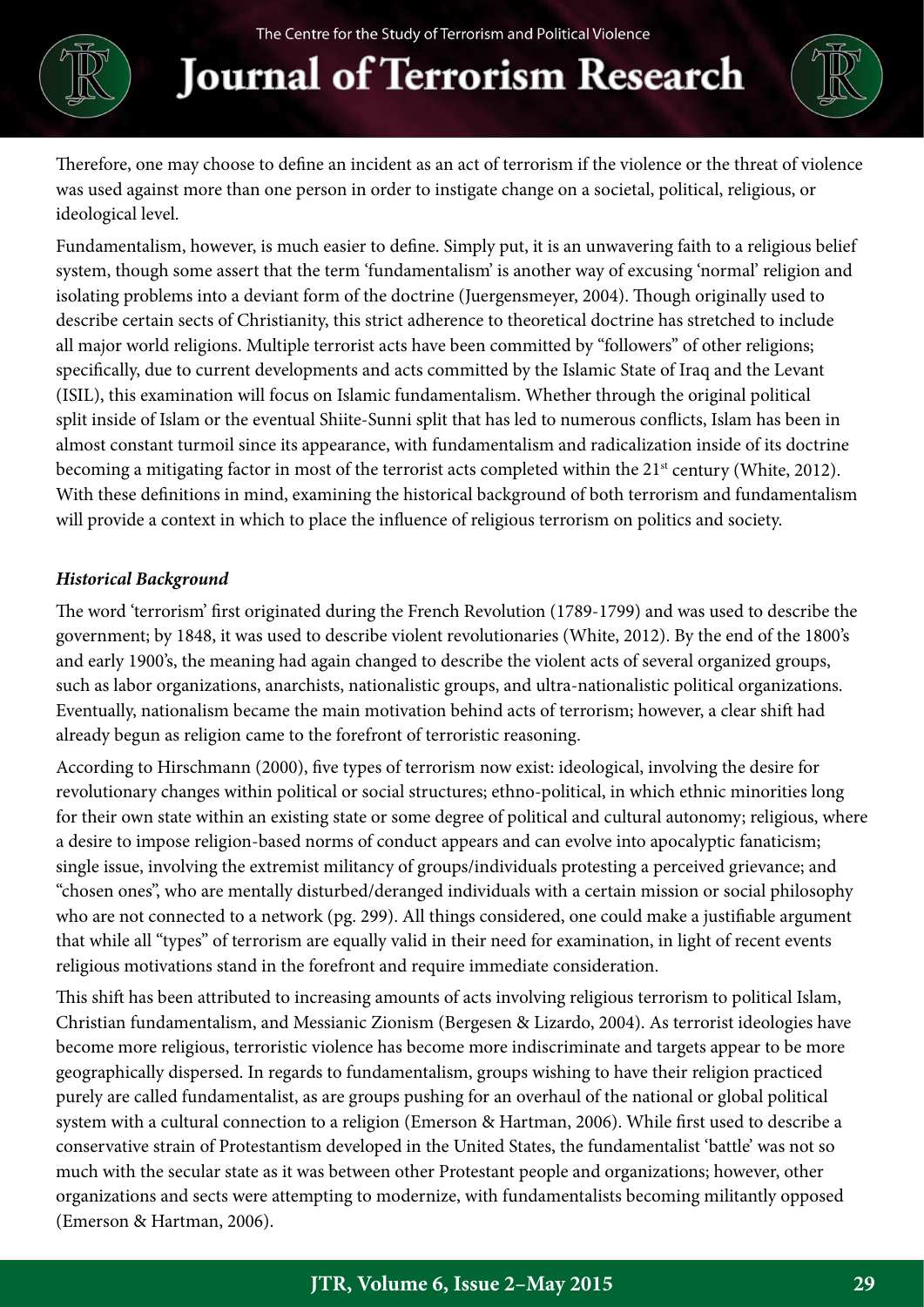Therefore, one may choose to define an incident as an act of terrorism if the violence or the threat of violence was used against more than one person in order to instigate change on a societal, political, religious, or ideological level.

Fundamentalism, however, is much easier to define. Simply put, it is an unwavering faith to a religious belief system, though some assert that the term 'fundamentalism' is another way of excusing 'normal' religion and isolating problems into a deviant form of the doctrine (Juergensmeyer, 2004). Though originally used to describe certain sects of Christianity, this strict adherence to theoretical doctrine has stretched to include all major world religions. Multiple terrorist acts have been committed by "followers" of other religions; specifically, due to current developments and acts committed by the Islamic State of Iraq and the Levant (ISIL), this examination will focus on Islamic fundamentalism. Whether through the original political split inside of Islam or the eventual Shiite-Sunni split that has led to numerous conflicts, Islam has been in almost constant turmoil since its appearance, with fundamentalism and radicalization inside of its doctrine becoming a mitigating factor in most of the terrorist acts completed within the 21st century (White, 2012). With these definitions in mind, examining the historical background of both terrorism and fundamentalism will provide a context in which to place the influence of religious terrorism on politics and society.

***Historical Background***

The word 'terrorism' first originated during the French Revolution (1789-1799) and was used to describe the government; by 1848, it was used to describe violent revolutionaries (White, 2012). By the end of the 1800's and early 1900's, the meaning had again changed to describe the violent acts of several organized groups, such as labor organizations, anarchists, nationalistic groups, and ultra-nationalistic political organizations. Eventually, nationalism became the main motivation behind acts of terrorism; however, a clear shift had already begun as religion came to the forefront of terroristic reasoning.

According to Hirschmann (2000), five types of terrorism now exist: ideological, involving the desire for revolutionary changes within political or social structures; ethno-political, in which ethnic minorities long for their own state within an existing state or some degree of political and cultural autonomy; religious, where a desire to impose religion-based norms of conduct appears and can evolve into apocalyptic fanaticism; single issue, involving the extremist militancy of groups/individuals protesting a perceived grievance; and "chosen ones", who are mentally disturbed/deranged individuals with a certain mission or social philosophy who are not connected to a network (pg. 299). All things considered, one could make a justifiable argument that while all "types" of terrorism are equally valid in their need for examination, in light of recent events religious motivations stand in the forefront and require immediate consideration.

This shift has been attributed to increasing amounts of acts involving religious terrorism to political Islam, Christian fundamentalism, and Messianic Zionism (Bergesen & Lizardo, 2004). As terrorist ideologies have become more religious, terroristic violence has become more indiscriminate and targets appear to be more geographically dispersed. In regards to fundamentalism, groups wishing to have their religion practiced purely are called fundamentalist, as are groups pushing for an overhaul of the national or global political system with a cultural connection to a religion (Emerson & Hartman, 2006). While first used to describe a conservative strain of Protestantism developed in the United States, the fundamentalist 'battle' was not so much with the secular state as it was between other Protestant people and organizations; however, other organizations and sects were attempting to modernize, with fundamentalists becoming militantly opposed (Emerson & Hartman, 2006).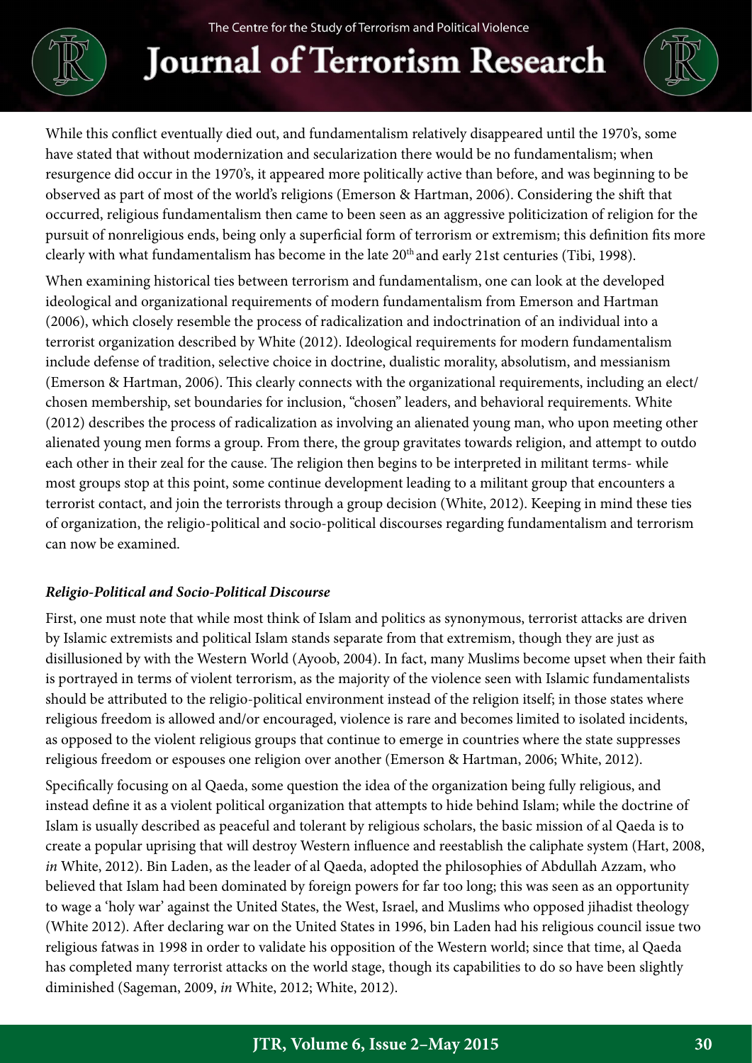While this conflict eventually died out, and fundamentalism relatively disappeared until the 1970's, some have stated that without modernization and secularization there would be no fundamentalism; when resurgence did occur in the 1970's, it appeared more politically active than before, and was beginning to be observed as part of most of the world's religions (Emerson & Hartman, 2006). Considering the shift that occurred, religious fundamentalism then came to been seen as an aggressive politicization of religion for the pursuit of nonreligious ends, being only a superficial form of terrorism or extremism; this definition fits more clearly with what fundamentalism has become in the late 20th and early 21st centuries (Tibi, 1998).

When examining historical ties between terrorism and fundamentalism, one can look at the developed ideological and organizational requirements of modern fundamentalism from Emerson and Hartman (2006), which closely resemble the process of radicalization and indoctrination of an individual into a terrorist organization described by White (2012). Ideological requirements for modern fundamentalism include defense of tradition, selective choice in doctrine, dualistic morality, absolutism, and messianism (Emerson & Hartman, 2006). This clearly connects with the organizational requirements, including an elect/chosen membership, set boundaries for inclusion, "chosen" leaders, and behavioral requirements. White (2012) describes the process of radicalization as involving an alienated young man, who upon meeting other alienated young men forms a group. From there, the group gravitates towards religion, and attempt to outdo each other in their zeal for the cause. The religion then begins to be interpreted in militant terms- while most groups stop at this point, some continue development leading to a militant group that encounters a terrorist contact, and join the terrorists through a group decision (White, 2012). Keeping in mind these ties of organization, the religio-political and socio-political discourses regarding fundamentalism and terrorism can now be examined.

### *Religio-Political and Socio-Political Discourse*

First, one must note that while most think of Islam and politics as synonymous, terrorist attacks are driven by Islamic extremists and political Islam stands separate from that extremism, though they are just as disillusioned by with the Western World (Ayoob, 2004). In fact, many Muslims become upset when their faith is portrayed in terms of violent terrorism, as the majority of the violence seen with Islamic fundamentalists should be attributed to the religio-political environment instead of the religion itself; in those states where religious freedom is allowed and/or encouraged, violence is rare and becomes limited to isolated incidents, as opposed to the violent religious groups that continue to emerge in countries where the state suppresses religious freedom or espouses one religion over another (Emerson & Hartman, 2006; White, 2012).

Specifically focusing on al Qaeda, some question the idea of the organization being fully religious, and instead define it as a violent political organization that attempts to hide behind Islam; while the doctrine of Islam is usually described as peaceful and tolerant by religious scholars, the basic mission of al Qaeda is to create a popular uprising that will destroy Western influence and reestablish the caliphate system (Hart, 2008, *in* White, 2012). Bin Laden, as the leader of al Qaeda, adopted the philosophies of Abdullah Azzam, who believed that Islam had been dominated by foreign powers for far too long; this was seen as an opportunity to wage a 'holy war' against the United States, the West, Israel, and Muslims who opposed jihadist theology (White 2012). After declaring war on the United States in 1996, bin Laden had his religious council issue two religious fatwas in 1998 in order to validate his opposition of the Western world; since that time, al Qaeda has completed many terrorist attacks on the world stage, though its capabilities to do so have been slightly diminished (Sageman, 2009, *in* White, 2012; White, 2012).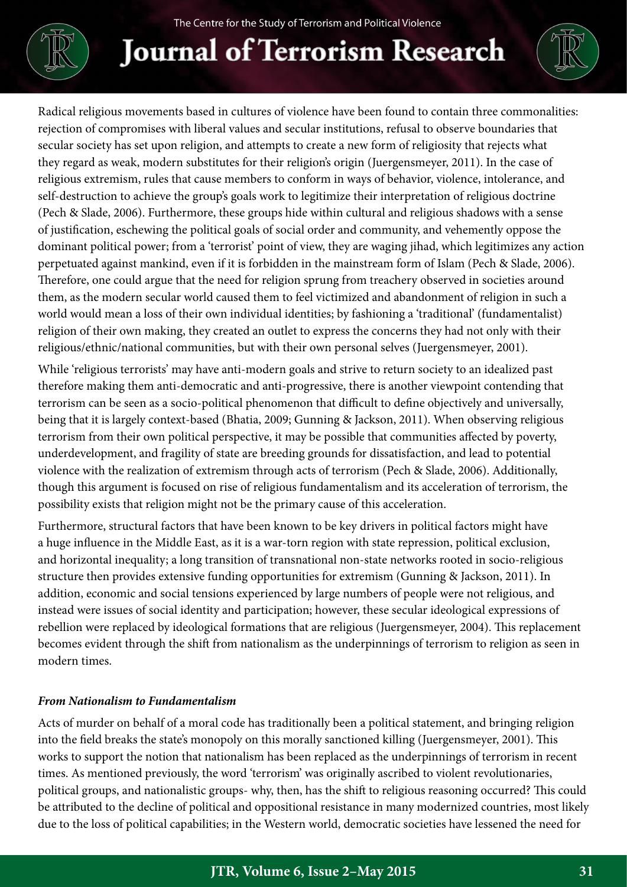Radical religious movements based in cultures of violence have been found to contain three commonalities: rejection of compromises with liberal values and secular institutions, refusal to observe boundaries that secular society has set upon religion, and attempts to create a new form of religiosity that rejects what they regard as weak, modern substitutes for their religion's origin (Juergensmeyer, 2011). In the case of religious extremism, rules that cause members to conform in ways of behavior, violence, intolerance, and self-destruction to achieve the group's goals work to legitimize their interpretation of religious doctrine (Pech & Slade, 2006). Furthermore, these groups hide within cultural and religious shadows with a sense of justification, eschewing the political goals of social order and community, and vehemently oppose the dominant political power; from a 'terrorist' point of view, they are waging jihad, which legitimizes any action perpetuated against mankind, even if it is forbidden in the mainstream form of Islam (Pech & Slade, 2006). Therefore, one could argue that the need for religion sprung from treachery observed in societies around them, as the modern secular world caused them to feel victimized and abandonment of religion in such a world would mean a loss of their own individual identities; by fashioning a 'traditional' (fundamentalist) religion of their own making, they created an outlet to express the concerns they had not only with their religious/ethnic/national communities, but with their own personal selves (Juergensmeyer, 2001).

While 'religious terrorists' may have anti-modern goals and strive to return society to an idealized past therefore making them anti-democratic and anti-progressive, there is another viewpoint contending that terrorism can be seen as a socio-political phenomenon that difficult to define objectively and universally, being that it is largely context-based (Bhatia, 2009; Gunning & Jackson, 2011). When observing religious terrorism from their own political perspective, it may be possible that communities affected by poverty, underdevelopment, and fragility of state are breeding grounds for dissatisfaction, and lead to potential violence with the realization of extremism through acts of terrorism (Pech & Slade, 2006). Additionally, though this argument is focused on rise of religious fundamentalism and its acceleration of terrorism, the possibility exists that religion might not be the primary cause of this acceleration.

Furthermore, structural factors that have been known to be key drivers in political factors might have a huge influence in the Middle East, as it is a war-torn region with state repression, political exclusion, and horizontal inequality; a long transition of transnational non-state networks rooted in socio-religious structure then provides extensive funding opportunities for extremism (Gunning & Jackson, 2011). In addition, economic and social tensions experienced by large numbers of people were not religious, and instead were issues of social identity and participation; however, these secular ideological expressions of rebellion were replaced by ideological formations that are religious (Juergensmeyer, 2004). This replacement becomes evident through the shift from nationalism as the underpinnings of terrorism to religion as seen in modern times.

### ***From Nationalism to Fundamentalism***

Acts of murder on behalf of a moral code has traditionally been a political statement, and bringing religion into the field breaks the state's monopoly on this morally sanctioned killing (Juergensmeyer, 2001). This works to support the notion that nationalism has been replaced as the underpinnings of terrorism in recent times. As mentioned previously, the word 'terrorism' was originally ascribed to violent revolutionaries, political groups, and nationalistic groups- why, then, has the shift to religious reasoning occurred? This could be attributed to the decline of political and oppositional resistance in many modernized countries, most likely due to the loss of political capabilities; in the Western world, democratic societies have lessened the need for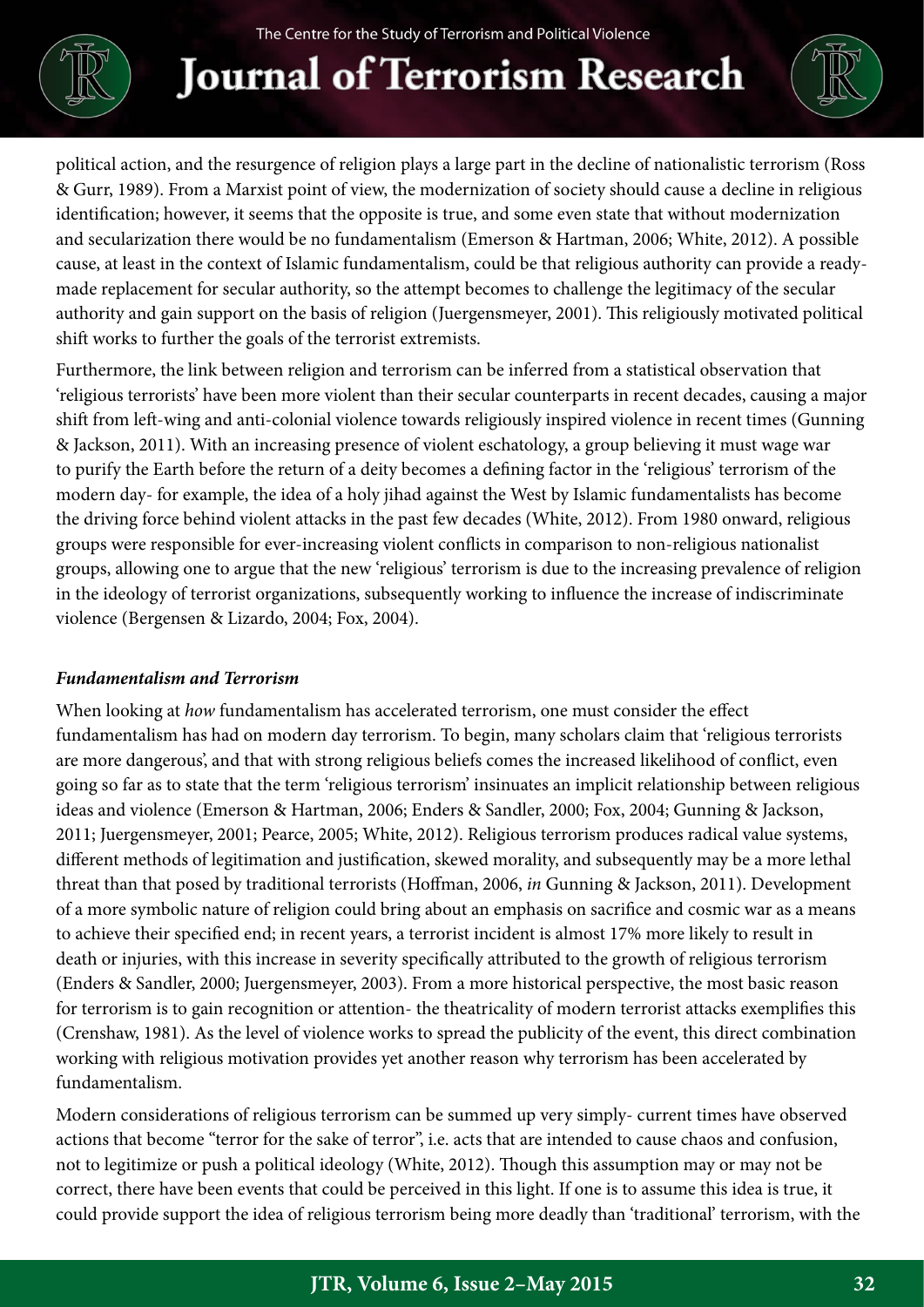political action, and the resurgence of religion plays a large part in the decline of nationalistic terrorism (Ross & Gurr, 1989). From a Marxist point of view, the modernization of society should cause a decline in religious identification; however, it seems that the opposite is true, and some even state that without modernization and secularization there would be no fundamentalism (Emerson & Hartman, 2006; White, 2012). A possible cause, at least in the context of Islamic fundamentalism, could be that religious authority can provide a ready-made replacement for secular authority, so the attempt becomes to challenge the legitimacy of the secular authority and gain support on the basis of religion (Juergensmeyer, 2001). This religiously motivated political shift works to further the goals of the terrorist extremists.

Furthermore, the link between religion and terrorism can be inferred from a statistical observation that 'religious terrorists' have been more violent than their secular counterparts in recent decades, causing a major shift from left-wing and anti-colonial violence towards religiously inspired violence in recent times (Gunning & Jackson, 2011). With an increasing presence of violent eschatology, a group believing it must wage war to purify the Earth before the return of a deity becomes a defining factor in the 'religious' terrorism of the modern day- for example, the idea of a holy jihad against the West by Islamic fundamentalists has become the driving force behind violent attacks in the past few decades (White, 2012). From 1980 onward, religious groups were responsible for ever-increasing violent conflicts in comparison to non-religious nationalist groups, allowing one to argue that the new 'religious' terrorism is due to the increasing prevalence of religion in the ideology of terrorist organizations, subsequently working to influence the increase of indiscriminate violence (Bergensen & Lizardo, 2004; Fox, 2004).

### *Fundamentalism and Terrorism*

When looking at *how* fundamentalism has accelerated terrorism, one must consider the effect fundamentalism has had on modern day terrorism. To begin, many scholars claim that 'religious terrorists are more dangerous', and that with strong religious beliefs comes the increased likelihood of conflict, even going so far as to state that the term 'religious terrorism' insinuates an implicit relationship between religious ideas and violence (Emerson & Hartman, 2006; Enders & Sandler, 2000; Fox, 2004; Gunning & Jackson, 2011; Juergensmeyer, 2001; Pearce, 2005; White, 2012). Religious terrorism produces radical value systems, different methods of legitimation and justification, skewed morality, and subsequently may be a more lethal threat than that posed by traditional terrorists (Hoffman, 2006, *in* Gunning & Jackson, 2011). Development of a more symbolic nature of religion could bring about an emphasis on sacrifice and cosmic war as a means to achieve their specified end; in recent years, a terrorist incident is almost 17% more likely to result in death or injuries, with this increase in severity specifically attributed to the growth of religious terrorism (Enders & Sandler, 2000; Juergensmeyer, 2003). From a more historical perspective, the most basic reason for terrorism is to gain recognition or attention- the theatricality of modern terrorist attacks exemplifies this (Crenshaw, 1981). As the level of violence works to spread the publicity of the event, this direct combination working with religious motivation provides yet another reason why terrorism has been accelerated by fundamentalism.

Modern considerations of religious terrorism can be summed up very simply- current times have observed actions that become "terror for the sake of terror", i.e. acts that are intended to cause chaos and confusion, not to legitimize or push a political ideology (White, 2012). Though this assumption may or may not be correct, there have been events that could be perceived in this light. If one is to assume this idea is true, it could provide support the idea of religious terrorism being more deadly than 'traditional' terrorism, with the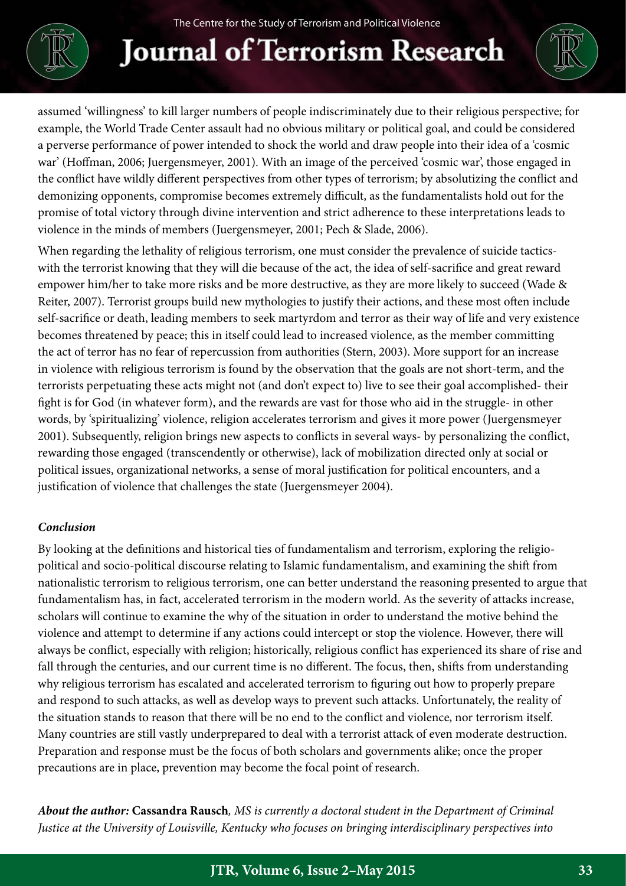assumed 'willingness' to kill larger numbers of people indiscriminately due to their religious perspective; for example, the World Trade Center assault had no obvious military or political goal, and could be considered a perverse performance of power intended to shock the world and draw people into their idea of a 'cosmic war' (Hoffman, 2006; Juergensmeyer, 2001). With an image of the perceived 'cosmic war', those engaged in the conflict have wildly different perspectives from other types of terrorism; by absolutizing the conflict and demonizing opponents, compromise becomes extremely difficult, as the fundamentalists hold out for the promise of total victory through divine intervention and strict adherence to these interpretations leads to violence in the minds of members (Juergensmeyer, 2001; Pech & Slade, 2006).

When regarding the lethality of religious terrorism, one must consider the prevalence of suicide tactics- with the terrorist knowing that they will die because of the act, the idea of self-sacrifice and great reward empower him/her to take more risks and be more destructive, as they are more likely to succeed (Wade & Reiter, 2007). Terrorist groups build new mythologies to justify their actions, and these most often include self-sacrifice or death, leading members to seek martyrdom and terror as their way of life and very existence becomes threatened by peace; this in itself could lead to increased violence, as the member committing the act of terror has no fear of repercussion from authorities (Stern, 2003). More support for an increase in violence with religious terrorism is found by the observation that the goals are not short-term, and the terrorists perpetuating these acts might not (and don't expect to) live to see their goal accomplished- their fight is for God (in whatever form), and the rewards are vast for those who aid in the struggle- in other words, by 'spiritualizing' violence, religion accelerates terrorism and gives it more power (Juergensmeyer 2001). Subsequently, religion brings new aspects to conflicts in several ways- by personalizing the conflict, rewarding those engaged (transcendently or otherwise), lack of mobilization directed only at social or political issues, organizational networks, a sense of moral justification for political encounters, and a justification of violence that challenges the state (Juergensmeyer 2004).

### *Conclusion*

By looking at the definitions and historical ties of fundamentalism and terrorism, exploring the religio-political and socio-political discourse relating to Islamic fundamentalism, and examining the shift from nationalistic terrorism to religious terrorism, one can better understand the reasoning presented to argue that fundamentalism has, in fact, accelerated terrorism in the modern world. As the severity of attacks increase, scholars will continue to examine the why of the situation in order to understand the motive behind the violence and attempt to determine if any actions could intercept or stop the violence. However, there will always be conflict, especially with religion; historically, religious conflict has experienced its share of rise and fall through the centuries, and our current time is no different. The focus, then, shifts from understanding why religious terrorism has escalated and accelerated terrorism to figuring out how to properly prepare and respond to such attacks, as well as develop ways to prevent such attacks. Unfortunately, the reality of the situation stands to reason that there will be no end to the conflict and violence, nor terrorism itself. Many countries are still vastly underprepared to deal with a terrorist attack of even moderate destruction. Preparation and response must be the focus of both scholars and governments alike; once the proper precautions are in place, prevention may become the focal point of research.

***About the author:*** **Cassandra Rausch***, MS is currently a doctoral student in the Department of Criminal Justice at the University of Louisville, Kentucky who focuses on bringing interdisciplinary perspectives into*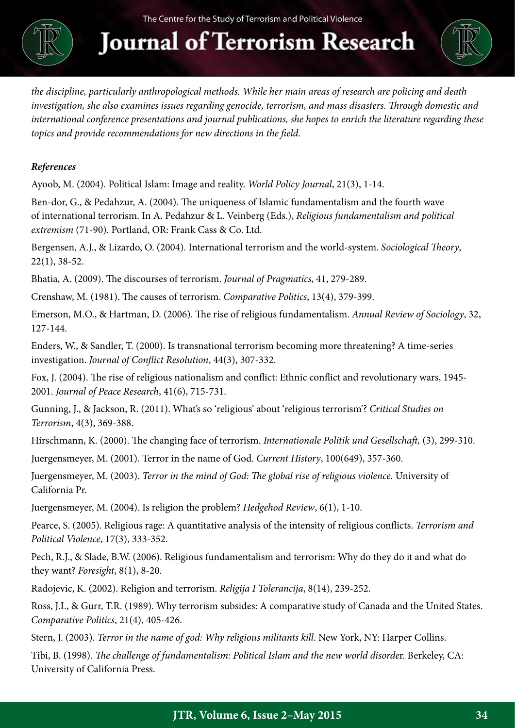*the discipline, particularly anthropological methods. While her main areas of research are policing and death investigation, she also examines issues regarding genocide, terrorism, and mass disasters. Through domestic and international conference presentations and journal publications, she hopes to enrich the literature regarding these topics and provide recommendations for new directions in the field.*

***References***

Ayoob, M. (2004). Political Islam: Image and reality. *World Policy Journal*, 21(3), 1-14.

Ben-dor, G., & Pedahzur, A. (2004). The uniqueness of Islamic fundamentalism and the fourth wave of international terrorism. In A. Pedahzur & L. Veinberg (Eds.), *Religious fundamentalism and political extremism* (71-90). Portland, OR: Frank Cass & Co. Ltd.

Bergensen, A.J., & Lizardo, O. (2004). International terrorism and the world-system. *Sociological Theory*, 22(1), 38-52.

Bhatia, A. (2009). The discourses of terrorism. *Journal of Pragmatics*, 41, 279-289.

Crenshaw, M. (1981). The causes of terrorism. *Comparative Politics*, 13(4), 379-399.

Emerson, M.O., & Hartman, D. (2006). The rise of religious fundamentalism. *Annual Review of Sociology*, 32, 127-144.

Enders, W., & Sandler, T. (2000). Is transnational terrorism becoming more threatening? A time-series investigation. *Journal of Conflict Resolution*, 44(3), 307-332.

Fox, J. (2004). The rise of religious nationalism and conflict: Ethnic conflict and revolutionary wars, 1945-2001. *Journal of Peace Research*, 41(6), 715-731.

Gunning, J., & Jackson, R. (2011). What's so 'religious' about 'religious terrorism'? *Critical Studies on Terrorism*, 4(3), 369-388.

Hirschmann, K. (2000). The changing face of terrorism. *Internationale Politik und Gesellschaft,* (3), 299-310.

Juergensmeyer, M. (2001). Terror in the name of God. *Current History*, 100(649), 357-360.

Juergensmeyer, M. (2003). *Terror in the mind of God: The global rise of religious violence.* University of California Pr.

Juergensmeyer, M. (2004). Is religion the problem? *Hedgehod Review*, 6(1), 1-10.

Pearce, S. (2005). Religious rage: A quantitative analysis of the intensity of religious conflicts. *Terrorism and Political Violence*, 17(3), 333-352.

Pech, R.J., & Slade, B.W. (2006). Religious fundamentalism and terrorism: Why do they do it and what do they want? *Foresight*, 8(1), 8-20.

Radojevic, K. (2002). Religion and terrorism. *Religija I Tolerancija*, 8(14), 239-252.

Ross, J.I., & Gurr, T.R. (1989). Why terrorism subsides: A comparative study of Canada and the United States. *Comparative Politics*, 21(4), 405-426.

Stern, J. (2003). *Terror in the name of god: Why religious militants kill*. New York, NY: Harper Collins.

Tibi, B. (1998). *The challenge of fundamentalism: Political Islam and the new world disorde*r. Berkeley, CA: University of California Press.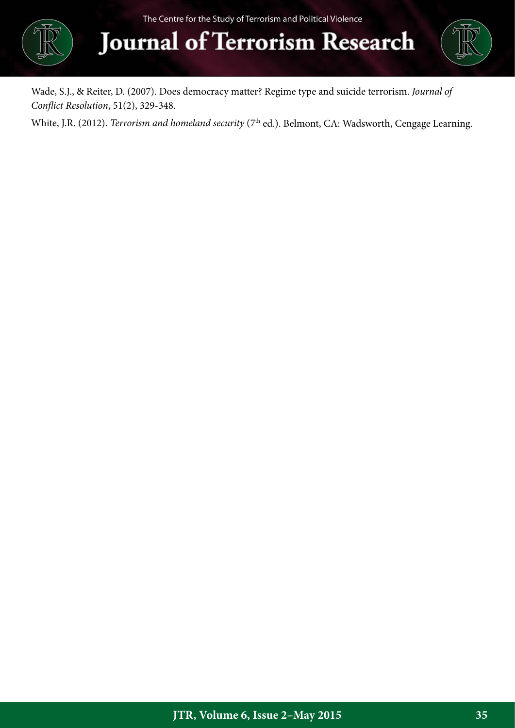Wade, S.J., & Reiter, D. (2007). Does democracy matter? Regime type and suicide terrorism. *Journal of Conflict Resolution*, 51(2), 329-348.

White, J.R. (2012). *Terrorism and homeland security* (7th ed.). Belmont, CA: Wadsworth, Cengage Learning.